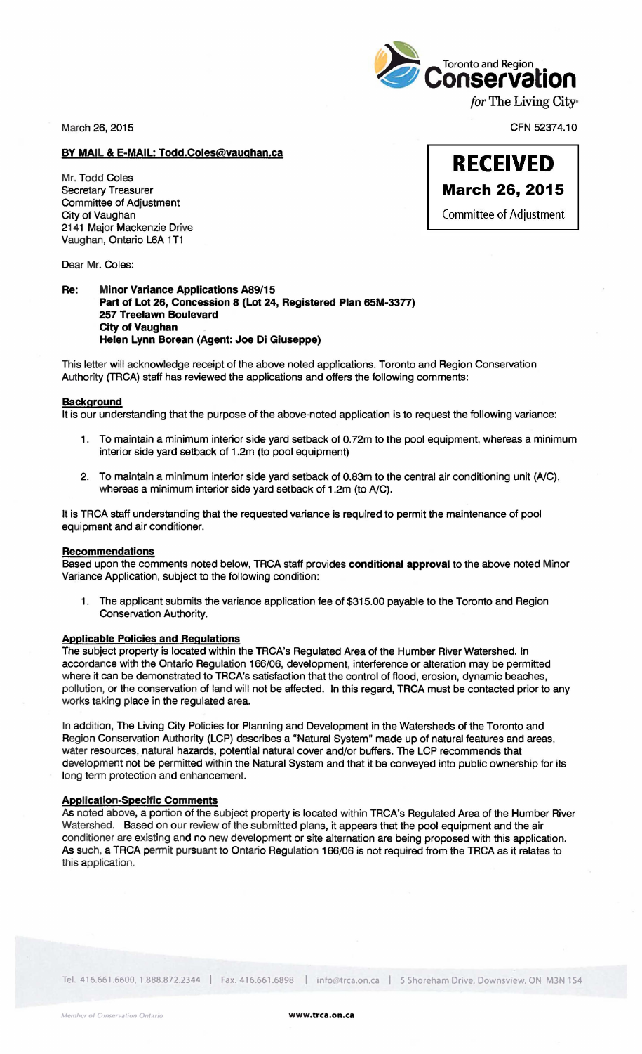Toronto and Region **Conservation** *for* The Living City

March 26, 2015

CFN 52374.10

**RECEIVED**
**March 26, 2015**
Committee of Adjustment

**BY MAIL & E-MAIL: Todd.Coles@vaughan.ca**

Mr. Todd Coles
Secretary Treasurer
Committee of Adjustment
City of Vaughan
2141 Major Mackenzie Drive
Vaughan, Ontario L6A 1T1

Dear Mr. Coles:

**Re: Minor Variance Applications A89/15**
**Part of Lot 26, Concession 8 (Lot 24, Registered Plan 65M-3377)**
**257 Treelawn Boulevard**
**City of Vaughan**
**Helen Lynn Borean (Agent: Joe Di Giuseppe)**

This letter will acknowledge receipt of the above noted applications. Toronto and Region Conservation Authority (TRCA) staff has reviewed the applications and offers the following comments:

**Background**

It is our understanding that the purpose of the above-noted application is to request the following variance:

1. To maintain a minimum interior side yard setback of 0.72m to the pool equipment, whereas a minimum interior side yard setback of 1.2m (to pool equipment)
2. To maintain a minimum interior side yard setback of 0.83m to the central air conditioning unit (A/C), whereas a minimum interior side yard setback of 1.2m (to A/C).

It is TRCA staff understanding that the requested variance is required to permit the maintenance of pool equipment and air conditioner.

**Recommendations**

Based upon the comments noted below, TRCA staff provides **conditional approval** to the above noted Minor Variance Application, subject to the following condition:

1. The applicant submits the variance application fee of $315.00 payable to the Toronto and Region Conservation Authority.

**Applicable Policies and Regulations**

The subject property is located within the TRCA's Regulated Area of the Humber River Watershed. In accordance with the Ontario Regulation 166/06, development, interference or alteration may be permitted where it can be demonstrated to TRCA's satisfaction that the control of flood, erosion, dynamic beaches, pollution, or the conservation of land will not be affected. In this regard, TRCA must be contacted prior to any works taking place in the regulated area.

In addition, The Living City Policies for Planning and Development in the Watersheds of the Toronto and Region Conservation Authority (LCP) describes a "Natural System" made up of natural features and areas, water resources, natural hazards, potential natural cover and/or buffers. The LCP recommends that development not be permitted within the Natural System and that it be conveyed into public ownership for its long term protection and enhancement.

**Application-Specific Comments**

As noted above, a portion of the subject property is located within TRCA's Regulated Area of the Humber River Watershed. Based on our review of the submitted plans, it appears that the pool equipment and the air conditioner are existing and no new development or site alternation are being proposed with this application. As such, a TRCA permit pursuant to Ontario Regulation 166/06 is not required from the TRCA as it relates to this application.

Tel. 416.661.6600, 1.888.872.2344 | Fax. 416.661.6898 | info@trca.on.ca | 5 Shoreham Drive, Downsview, ON M3N 1S4

*Member of Conservation Ontario*

**www.trca.on.ca**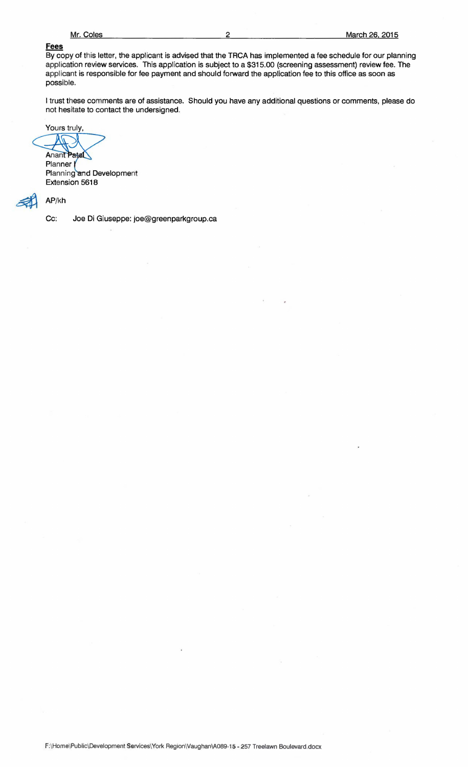**Fees**

By copy of this letter, the applicant is advised that the TRCA has implemented a fee schedule for our planning application review services. This application is subject to a $315.00 (screening assessment) review fee. The applicant is responsible for fee payment and should forward the application fee to this office as soon as possible.

I trust these comments are of assistance. Should you have any additional questions or comments, please do not hesitate to contact the undersigned.

Yours truly,

Anant Patel
Planner I
Planning and Development
Extension 5618

AP/kh

Cc: Joe Di Giuseppe: joe@greenparkgroup.ca

F:\Home\Public\Development Services\York Region\Vaughan\A089-15 - 257 Treelawn Boulevard.docx